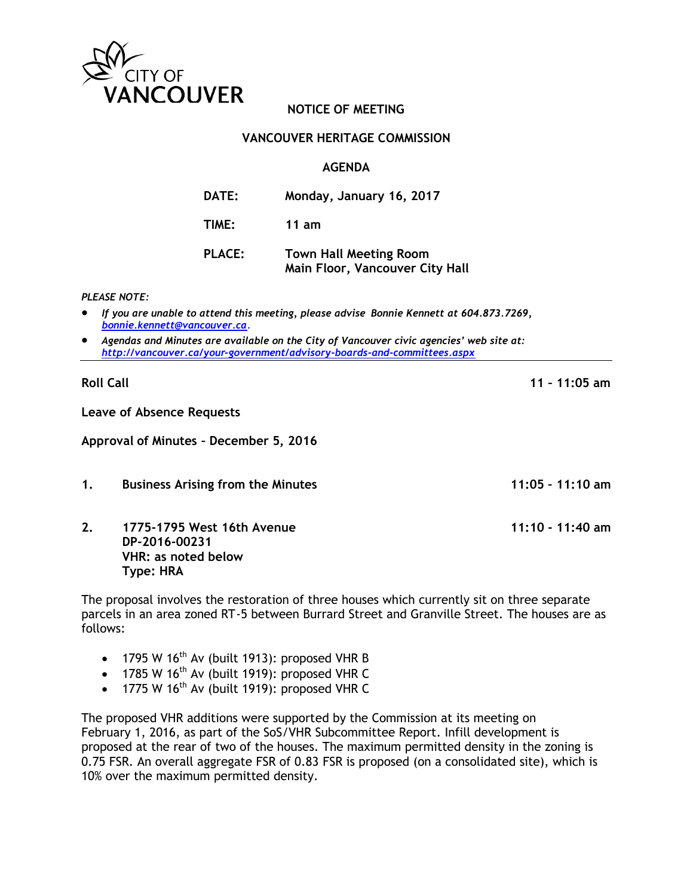CITY OF VANCOUVER

# NOTICE OF MEETING

## VANCOUVER HERITAGE COMMISSION

## AGENDA

**DATE:** Monday, January 16, 2017

**TIME:** 11 am

**PLACE:** Town Hall Meeting Room
Main Floor, Vancouver City Hall

*PLEASE NOTE:*

- *If you are unable to attend this meeting, please advise Bonnie Kennett at 604.873.7269, [bonnie.kennett@vancouver.ca](mailto:bonnie.kennett@vancouver.ca).*
- *Agendas and Minutes are available on the City of Vancouver civic agencies' web site at: [http://vancouver.ca/your-government/advisory-boards-and-committees.aspx](http://vancouver.ca/your-government/advisory-boards-and-committees.aspx)*

---

**Roll Call** — **11 - 11:05 am**

**Leave of Absence Requests**

**Approval of Minutes – December 5, 2016**

**1. Business Arising from the Minutes** — **11:05 - 11:10 am**

**2. 1775-1795 West 16th Avenue** — **11:10 - 11:40 am**
**DP-2016-00231**
**VHR: as noted below**
**Type: HRA**

The proposal involves the restoration of three houses which currently sit on three separate parcels in an area zoned RT-5 between Burrard Street and Granville Street. The houses are as follows:

- 1795 W 16th Av (built 1913): proposed VHR B
- 1785 W 16th Av (built 1919): proposed VHR C
- 1775 W 16th Av (built 1919): proposed VHR C

The proposed VHR additions were supported by the Commission at its meeting on February 1, 2016, as part of the SoS/VHR Subcommittee Report. Infill development is proposed at the rear of two of the houses. The maximum permitted density in the zoning is 0.75 FSR. An overall aggregate FSR of 0.83 FSR is proposed (on a consolidated site), which is 10% over the maximum permitted density.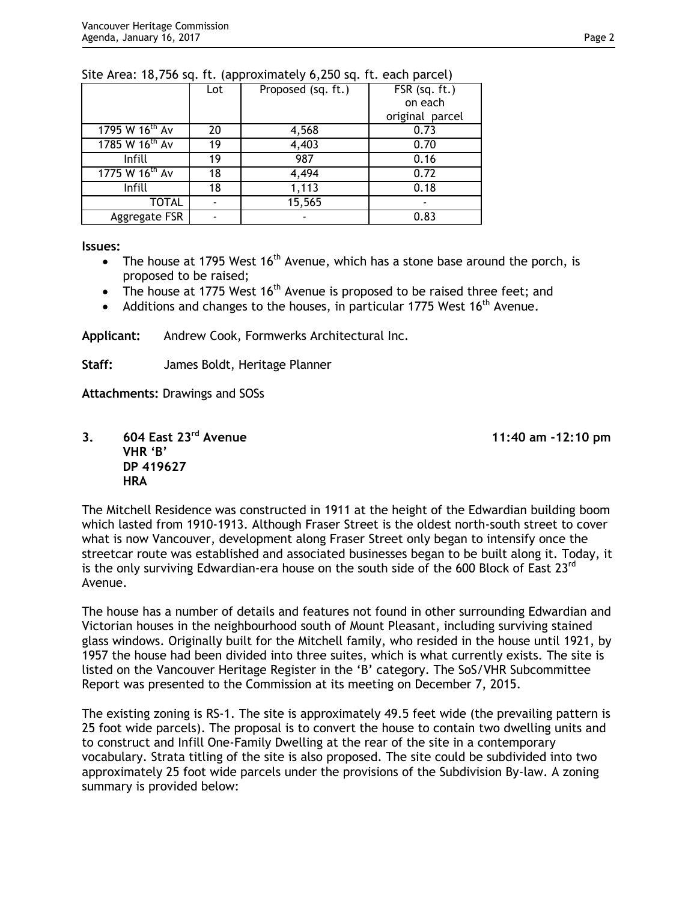Site Area: 18,756 sq. ft. (approximately 6,250 sq. ft. each parcel)

| | Lot | Proposed (sq. ft.) | FSR (sq. ft.) on each original parcel |
|---|---|---|---|
| 1795 W 16th Av | 20 | 4,568 | 0.73 |
| 1785 W 16th Av | 19 | 4,403 | 0.70 |
| Infill | 19 | 987 | 0.16 |
| 1775 W 16th Av | 18 | 4,494 | 0.72 |
| Infill | 18 | 1,113 | 0.18 |
| TOTAL | - | 15,565 | - |
| Aggregate FSR | - | - | 0.83 |

**Issues:**

- The house at 1795 West 16th Avenue, which has a stone base around the porch, is proposed to be raised;
- The house at 1775 West 16th Avenue is proposed to be raised three feet; and
- Additions and changes to the houses, in particular 1775 West 16th Avenue.

**Applicant:** Andrew Cook, Formwerks Architectural Inc.

**Staff:** James Boldt, Heritage Planner

**Attachments:** Drawings and SOSs

**3. 604 East 23rd Avenue** **11:40 am -12:10 pm**
**VHR 'B'**
**DP 419627**
**HRA**

The Mitchell Residence was constructed in 1911 at the height of the Edwardian building boom which lasted from 1910-1913. Although Fraser Street is the oldest north-south street to cover what is now Vancouver, development along Fraser Street only began to intensify once the streetcar route was established and associated businesses began to be built along it. Today, it is the only surviving Edwardian-era house on the south side of the 600 Block of East 23rd Avenue.

The house has a number of details and features not found in other surrounding Edwardian and Victorian houses in the neighbourhood south of Mount Pleasant, including surviving stained glass windows. Originally built for the Mitchell family, who resided in the house until 1921, by 1957 the house had been divided into three suites, which is what currently exists. The site is listed on the Vancouver Heritage Register in the 'B' category. The SoS/VHR Subcommittee Report was presented to the Commission at its meeting on December 7, 2015.

The existing zoning is RS-1. The site is approximately 49.5 feet wide (the prevailing pattern is 25 foot wide parcels). The proposal is to convert the house to contain two dwelling units and to construct and Infill One-Family Dwelling at the rear of the site in a contemporary vocabulary. Strata titling of the site is also proposed. The site could be subdivided into two approximately 25 foot wide parcels under the provisions of the Subdivision By-law. A zoning summary is provided below: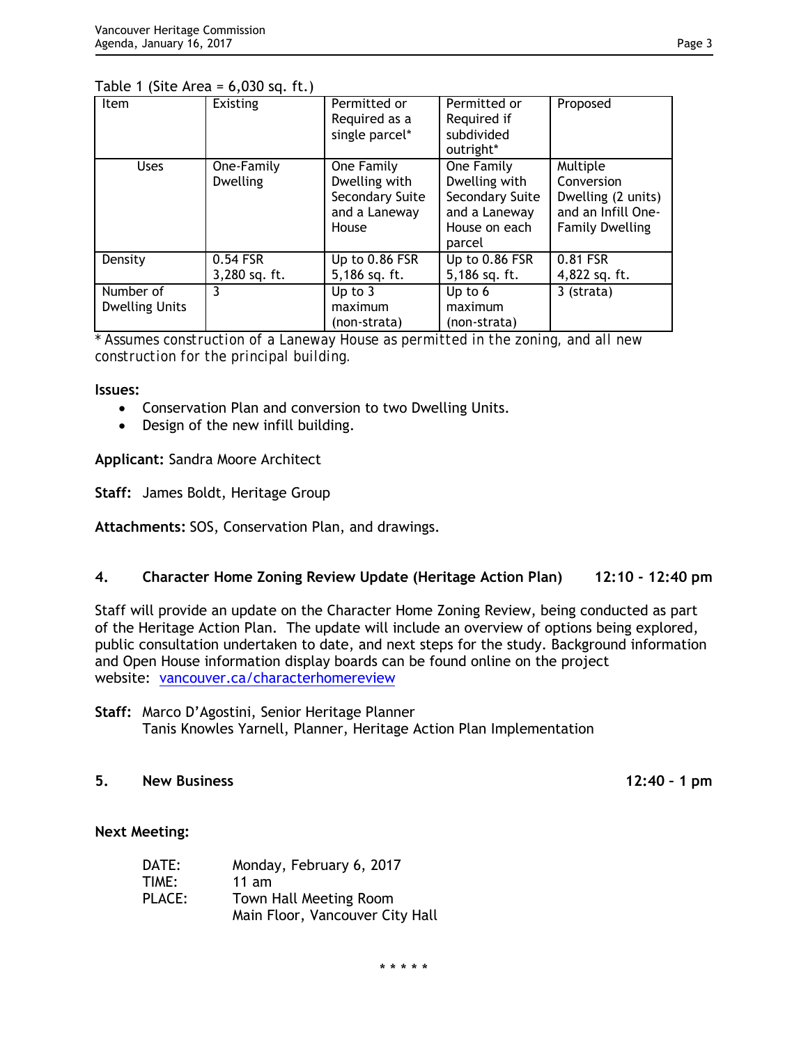Table 1 (Site Area = 6,030 sq. ft.)

| Item | Existing | Permitted or Required as a single parcel* | Permitted or Required if subdivided outright* | Proposed |
|---|---|---|---|---|
| Uses | One-Family Dwelling | One Family Dwelling with Secondary Suite and a Laneway House | One Family Dwelling with Secondary Suite and a Laneway House on each parcel | Multiple Conversion Dwelling (2 units) and an Infill One-Family Dwelling |
| Density | 0.54 FSR 3,280 sq. ft. | Up to 0.86 FSR 5,186 sq. ft. | Up to 0.86 FSR 5,186 sq. ft. | 0.81 FSR 4,822 sq. ft. |
| Number of Dwelling Units | 3 | Up to 3 maximum (non-strata) | Up to 6 maximum (non-strata) | 3 (strata) |

*\* Assumes construction of a Laneway House as permitted in the zoning, and all new construction for the principal building.*

**Issues:**

- Conservation Plan and conversion to two Dwelling Units.
- Design of the new infill building.

**Applicant:** Sandra Moore Architect

**Staff:** James Boldt, Heritage Group

**Attachments:** SOS, Conservation Plan, and drawings.

## 4. Character Home Zoning Review Update (Heritage Action Plan) 12:10 - 12:40 pm

Staff will provide an update on the Character Home Zoning Review, being conducted as part of the Heritage Action Plan. The update will include an overview of options being explored, public consultation undertaken to date, and next steps for the study. Background information and Open House information display boards can be found online on the project website: vancouver.ca/characterhomereview

**Staff:** Marco D'Agostini, Senior Heritage Planner
Tanis Knowles Yarnell, Planner, Heritage Action Plan Implementation

## 5. New Business 12:40 – 1 pm

**Next Meeting:**

DATE: Monday, February 6, 2017
TIME: 11 am
PLACE: Town Hall Meeting Room
Main Floor, Vancouver City Hall

\* \* \* \* \*